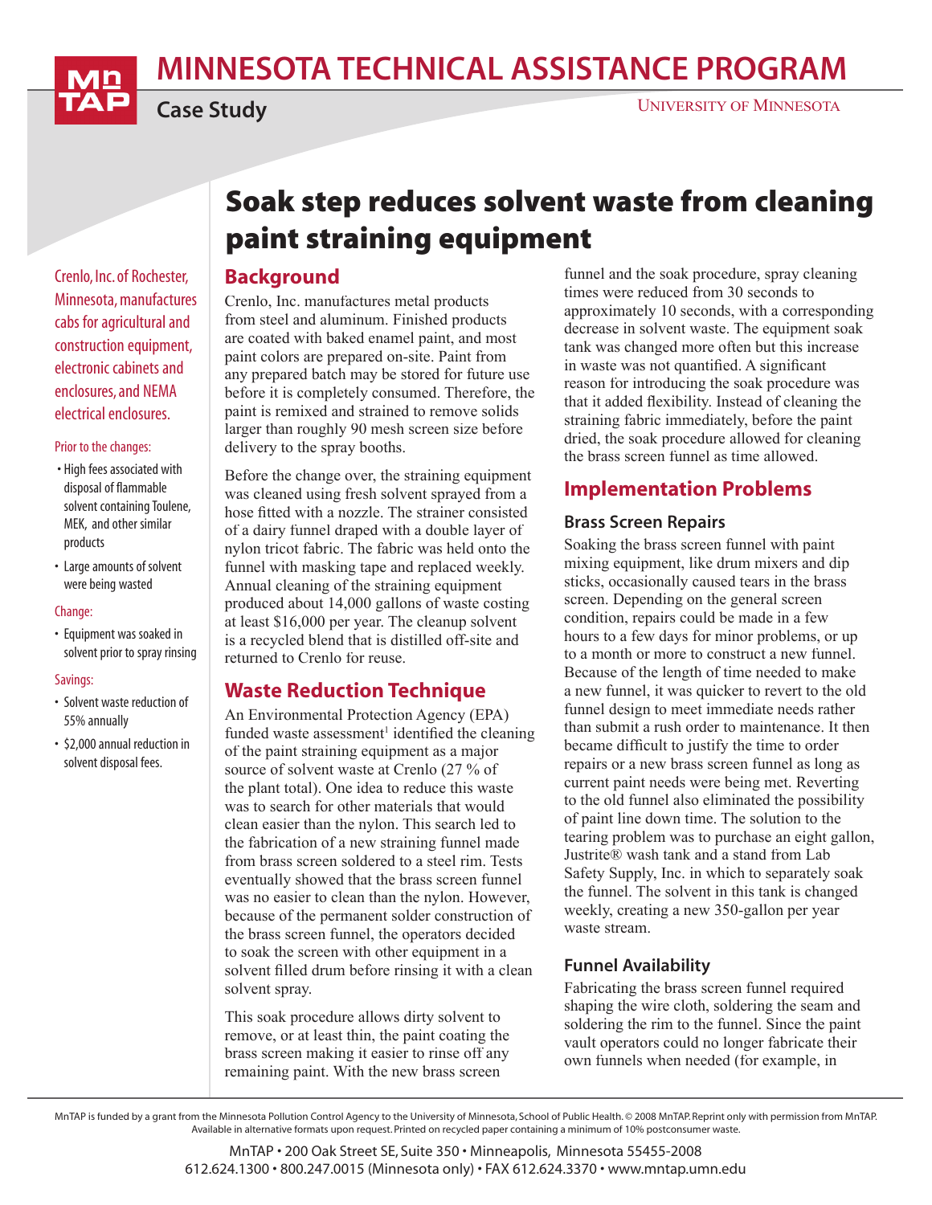# MINNESOTA TECHNICAL ASSISTANCE PROGRAM

**Case Study**

UNIVERSITY OF MINNESOTA

# Soak step reduces solvent waste from cleaning paint straining equipment

Crenlo, Inc. of Rochester, Minnesota, manufactures cabs for agricultural and construction equipment, electronic cabinets and enclosures, and NEMA electrical enclosures.

Prior to the changes:

- High fees associated with disposal of flammable solvent containing Toulene, MEK, and other similar products
- Large amounts of solvent were being wasted

Change:

- Equipment was soaked in solvent prior to spray rinsing

Savings:

- Solvent waste reduction of 55% annually
- $2,000 annual reduction in solvent disposal fees.

## Background

Crenlo, Inc. manufactures metal products from steel and aluminum. Finished products are coated with baked enamel paint, and most paint colors are prepared on-site. Paint from any prepared batch may be stored for future use before it is completely consumed. Therefore, the paint is remixed and strained to remove solids larger than roughly 90 mesh screen size before delivery to the spray booths.

Before the change over, the straining equipment was cleaned using fresh solvent sprayed from a hose fitted with a nozzle. The strainer consisted of a dairy funnel draped with a double layer of nylon tricot fabric. The fabric was held onto the funnel with masking tape and replaced weekly. Annual cleaning of the straining equipment produced about 14,000 gallons of waste costing at least $16,000 per year. The cleanup solvent is a recycled blend that is distilled off-site and returned to Crenlo for reuse.

## Waste Reduction Technique

An Environmental Protection Agency (EPA) funded waste assessment[1] identified the cleaning of the paint straining equipment as a major source of solvent waste at Crenlo (27 % of the plant total). One idea to reduce this waste was to search for other materials that would clean easier than the nylon. This search led to the fabrication of a new straining funnel made from brass screen soldered to a steel rim. Tests eventually showed that the brass screen funnel was no easier to clean than the nylon. However, because of the permanent solder construction of the brass screen funnel, the operators decided to soak the screen with other equipment in a solvent filled drum before rinsing it with a clean solvent spray.

This soak procedure allows dirty solvent to remove, or at least thin, the paint coating the brass screen making it easier to rinse off any remaining paint. With the new brass screen funnel and the soak procedure, spray cleaning times were reduced from 30 seconds to approximately 10 seconds, with a corresponding decrease in solvent waste. The equipment soak tank was changed more often but this increase in waste was not quantified. A significant reason for introducing the soak procedure was that it added flexibility. Instead of cleaning the straining fabric immediately, before the paint dried, the soak procedure allowed for cleaning the brass screen funnel as time allowed.

## Implementation Problems

### Brass Screen Repairs

Soaking the brass screen funnel with paint mixing equipment, like drum mixers and dip sticks, occasionally caused tears in the brass screen. Depending on the general screen condition, repairs could be made in a few hours to a few days for minor problems, or up to a month or more to construct a new funnel. Because of the length of time needed to make a new funnel, it was quicker to revert to the old funnel design to meet immediate needs rather than submit a rush order to maintenance. It then became difficult to justify the time to order repairs or a new brass screen funnel as long as current paint needs were being met. Reverting to the old funnel also eliminated the possibility of paint line down time. The solution to the tearing problem was to purchase an eight gallon, Justrite® wash tank and a stand from Lab Safety Supply, Inc. in which to separately soak the funnel. The solvent in this tank is changed weekly, creating a new 350-gallon per year waste stream.

### Funnel Availability

Fabricating the brass screen funnel required shaping the wire cloth, soldering the seam and soldering the rim to the funnel. Since the paint vault operators could no longer fabricate their own funnels when needed (for example, in

MnTAP is funded by a grant from the Minnesota Pollution Control Agency to the University of Minnesota, School of Public Health. © 2008 MnTAP. Reprint only with permission from MnTAP. Available in alternative formats upon request. Printed on recycled paper containing a minimum of 10% postconsumer waste.

MnTAP • 200 Oak Street SE, Suite 350 • Minneapolis, Minnesota 55455-2008
612.624.1300 • 800.247.0015 (Minnesota only) • FAX 612.624.3370 • www.mntap.umn.edu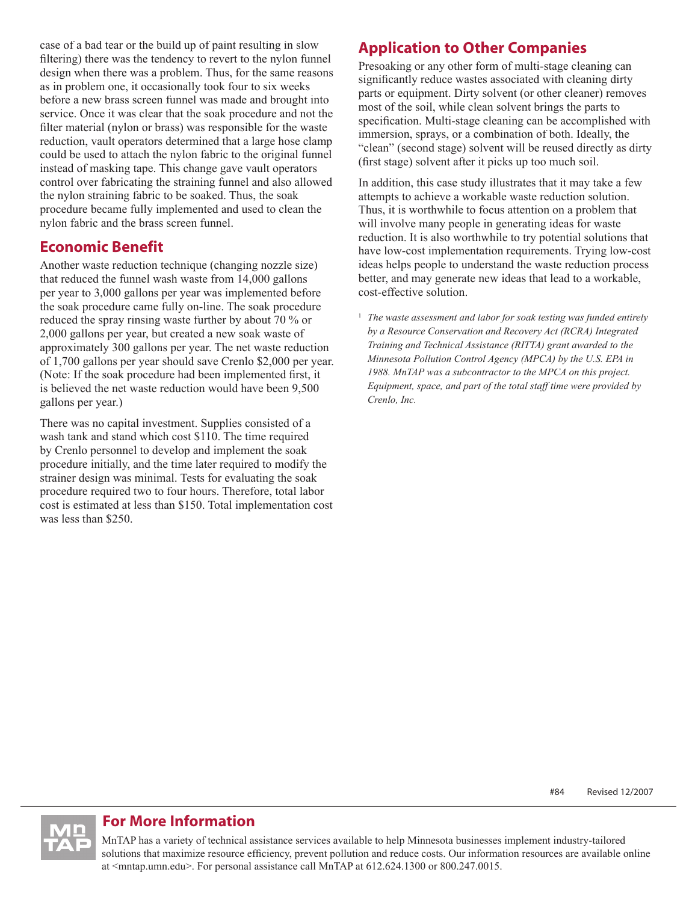case of a bad tear or the build up of paint resulting in slow filtering) there was the tendency to revert to the nylon funnel design when there was a problem. Thus, for the same reasons as in problem one, it occasionally took four to six weeks before a new brass screen funnel was made and brought into service. Once it was clear that the soak procedure and not the filter material (nylon or brass) was responsible for the waste reduction, vault operators determined that a large hose clamp could be used to attach the nylon fabric to the original funnel instead of masking tape. This change gave vault operators control over fabricating the straining funnel and also allowed the nylon straining fabric to be soaked. Thus, the soak procedure became fully implemented and used to clean the nylon fabric and the brass screen funnel.

## Economic Benefit

Another waste reduction technique (changing nozzle size) that reduced the funnel wash waste from 14,000 gallons per year to 3,000 gallons per year was implemented before the soak procedure came fully on-line. The soak procedure reduced the spray rinsing waste further by about 70 % or 2,000 gallons per year, but created a new soak waste of approximately 300 gallons per year. The net waste reduction of 1,700 gallons per year should save Crenlo $2,000 per year. (Note: If the soak procedure had been implemented first, it is believed the net waste reduction would have been 9,500 gallons per year.)

There was no capital investment. Supplies consisted of a wash tank and stand which cost $110. The time required by Crenlo personnel to develop and implement the soak procedure initially, and the time later required to modify the strainer design was minimal. Tests for evaluating the soak procedure required two to four hours. Therefore, total labor cost is estimated at less than $150. Total implementation cost was less than $250.

## Application to Other Companies

Presoaking or any other form of multi-stage cleaning can significantly reduce wastes associated with cleaning dirty parts or equipment. Dirty solvent (or other cleaner) removes most of the soil, while clean solvent brings the parts to specification. Multi-stage cleaning can be accomplished with immersion, sprays, or a combination of both. Ideally, the "clean" (second stage) solvent will be reused directly as dirty (first stage) solvent after it picks up too much soil.

In addition, this case study illustrates that it may take a few attempts to achieve a workable waste reduction solution. Thus, it is worthwhile to focus attention on a problem that will involve many people in generating ideas for waste reduction. It is also worthwhile to try potential solutions that have low-cost implementation requirements. Trying low-cost ideas helps people to understand the waste reduction process better, and may generate new ideas that lead to a workable, cost-effective solution.

[1] *The waste assessment and labor for soak testing was funded entirely by a Resource Conservation and Recovery Act (RCRA) Integrated Training and Technical Assistance (RITTA) grant awarded to the Minnesota Pollution Control Agency (MPCA) by the U.S. EPA in 1988. MnTAP was a subcontractor to the MPCA on this project. Equipment, space, and part of the total staff time were provided by Crenlo, Inc.*

#84 Revised 12/2007

## For More Information

MnTAP has a variety of technical assistance services available to help Minnesota businesses implement industry-tailored solutions that maximize resource efficiency, prevent pollution and reduce costs. Our information resources are available online at <mntap.umn.edu>. For personal assistance call MnTAP at 612.624.1300 or 800.247.0015.